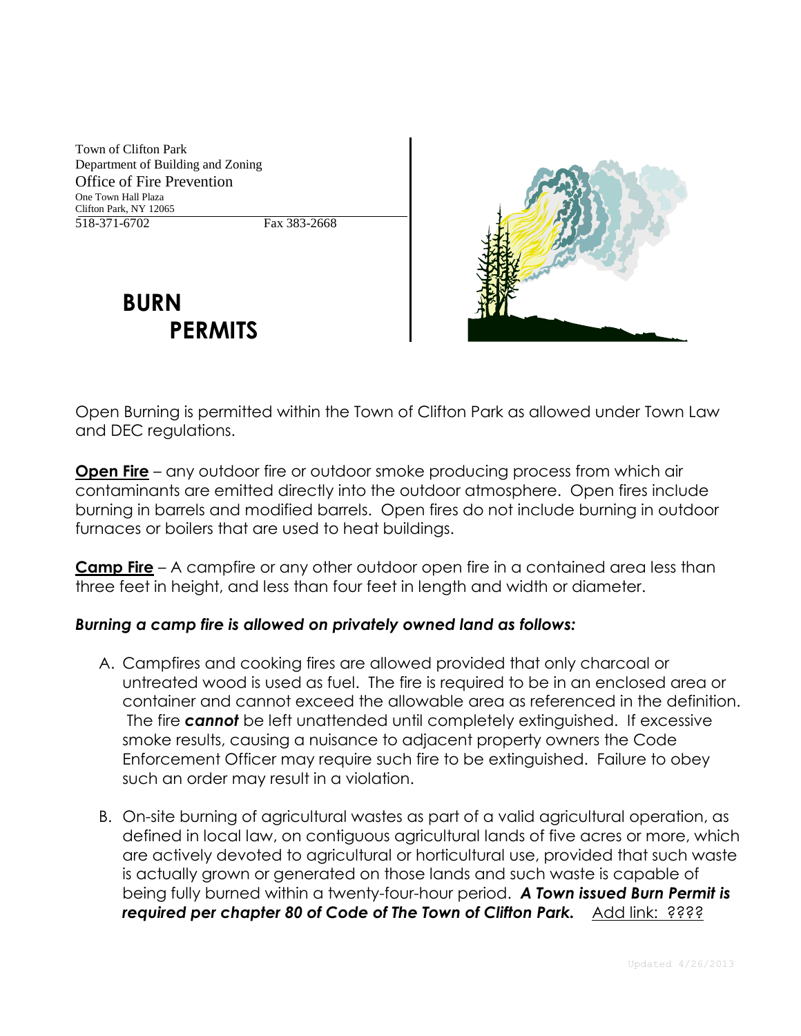Town of Clifton Park
Department of Building and Zoning
Office of Fire Prevention
One Town Hall Plaza
Clifton Park, NY 12065
518-371-6702 Fax 383-2668

# BURN PERMITS

Open Burning is permitted within the Town of Clifton Park as allowed under Town Law and DEC regulations.

**Open Fire** – any outdoor fire or outdoor smoke producing process from which air contaminants are emitted directly into the outdoor atmosphere. Open fires include burning in barrels and modified barrels. Open fires do not include burning in outdoor furnaces or boilers that are used to heat buildings.

**Camp Fire** – A campfire or any other outdoor open fire in a contained area less than three feet in height, and less than four feet in length and width or diameter.

***Burning a camp fire is allowed on privately owned land as follows:***

A. Campfires and cooking fires are allowed provided that only charcoal or untreated wood is used as fuel. The fire is required to be in an enclosed area or container and cannot exceed the allowable area as referenced in the definition. The fire ***cannot*** be left unattended until completely extinguished. If excessive smoke results, causing a nuisance to adjacent property owners the Code Enforcement Officer may require such fire to be extinguished. Failure to obey such an order may result in a violation.

B. On-site burning of agricultural wastes as part of a valid agricultural operation, as defined in local law, on contiguous agricultural lands of five acres or more, which are actively devoted to agricultural or horticultural use, provided that such waste is actually grown or generated on those lands and such waste is capable of being fully burned within a twenty-four-hour period. ***A Town issued Burn Permit is required per chapter 80 of Code of The Town of Clifton Park.*** Add link: ????

Updated 4/26/2013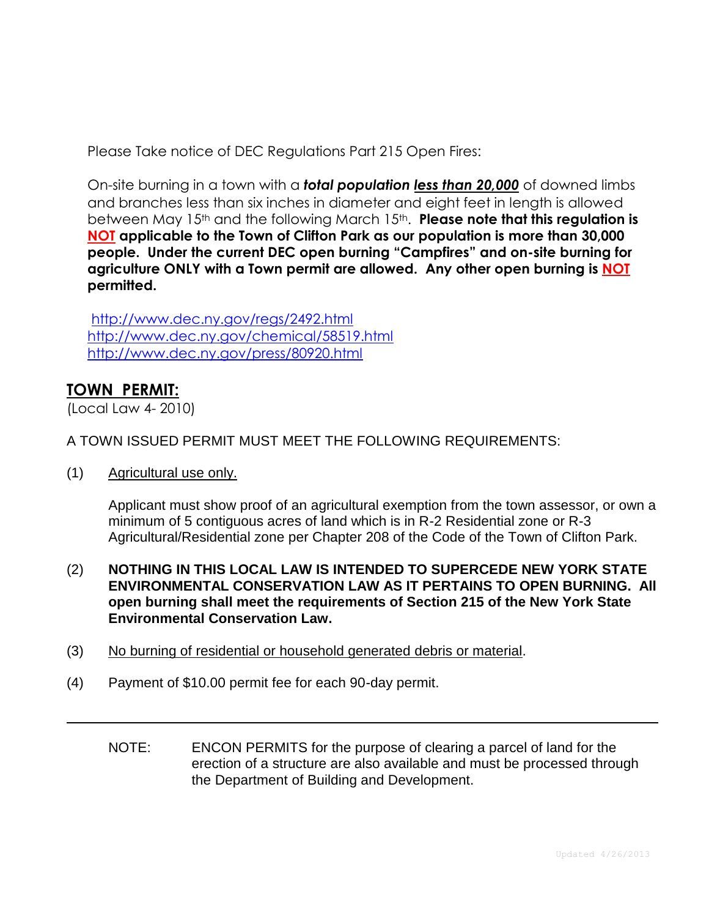Please Take notice of DEC Regulations Part 215 Open Fires:

On-site burning in a town with a ***total population <u>less than 20,000</u>*** of downed limbs and branches less than six inches in diameter and eight feet in length is allowed between May 15th and the following March 15th. **Please note that this regulation is <u>NOT</u> applicable to the Town of Clifton Park as our population is more than 30,000 people. Under the current DEC open burning "Campfires" and on-site burning for agriculture ONLY with a Town permit are allowed. Any other open burning is <u>NOT</u> permitted.**

http://www.dec.ny.gov/regs/2492.html
http://www.dec.ny.gov/chemical/58519.html
http://www.dec.ny.gov/press/80920.html

## TOWN PERMIT:

(Local Law 4- 2010)

A TOWN ISSUED PERMIT MUST MEET THE FOLLOWING REQUIREMENTS:

(1) <u>Agricultural use only.</u>

Applicant must show proof of an agricultural exemption from the town assessor, or own a minimum of 5 contiguous acres of land which is in R-2 Residential zone or R-3 Agricultural/Residential zone per Chapter 208 of the Code of the Town of Clifton Park.

(2) **NOTHING IN THIS LOCAL LAW IS INTENDED TO SUPERCEDE NEW YORK STATE ENVIRONMENTAL CONSERVATION LAW AS IT PERTAINS TO OPEN BURNING. All open burning shall meet the requirements of Section 215 of the New York State Environmental Conservation Law.**

(3) <u>No burning of residential or household generated debris or material</u>.

(4) Payment of $10.00 permit fee for each 90-day permit.

---

NOTE: ENCON PERMITS for the purpose of clearing a parcel of land for the erection of a structure are also available and must be processed through the Department of Building and Development.

Updated 4/26/2013